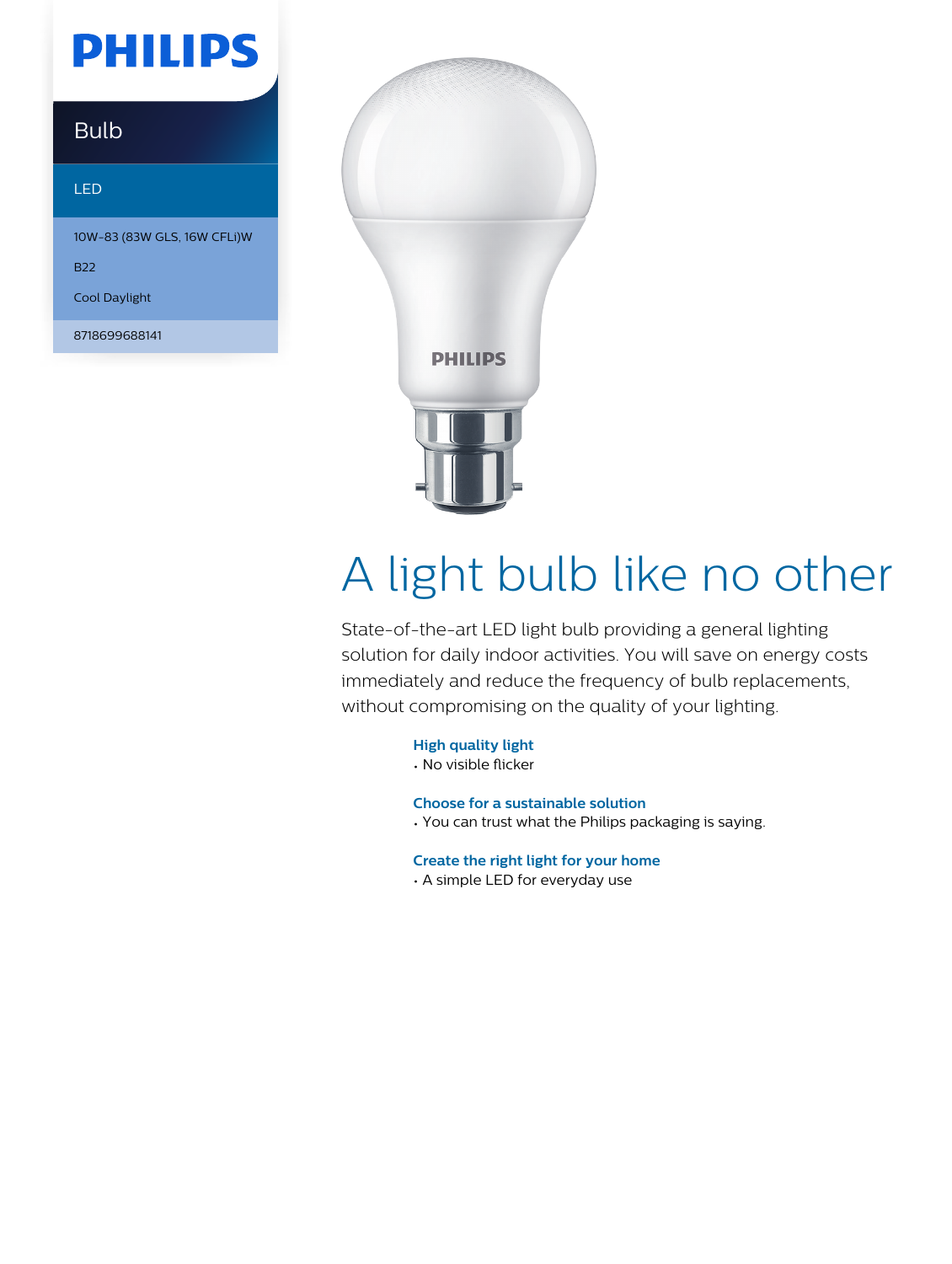PHILIPS

Bulb

LED

10W-83 (83W GLS, 16W CFLi)W

B22

Cool Daylight

8718699688141

# A light bulb like no other

State-of-the-art LED light bulb providing a general lighting solution for daily indoor activities. You will save on energy costs immediately and reduce the frequency of bulb replacements, without compromising on the quality of your lighting.

### High quality light

- No visible flicker

### Choose for a sustainable solution

- You can trust what the Philips packaging is saying.

### Create the right light for your home

- A simple LED for everyday use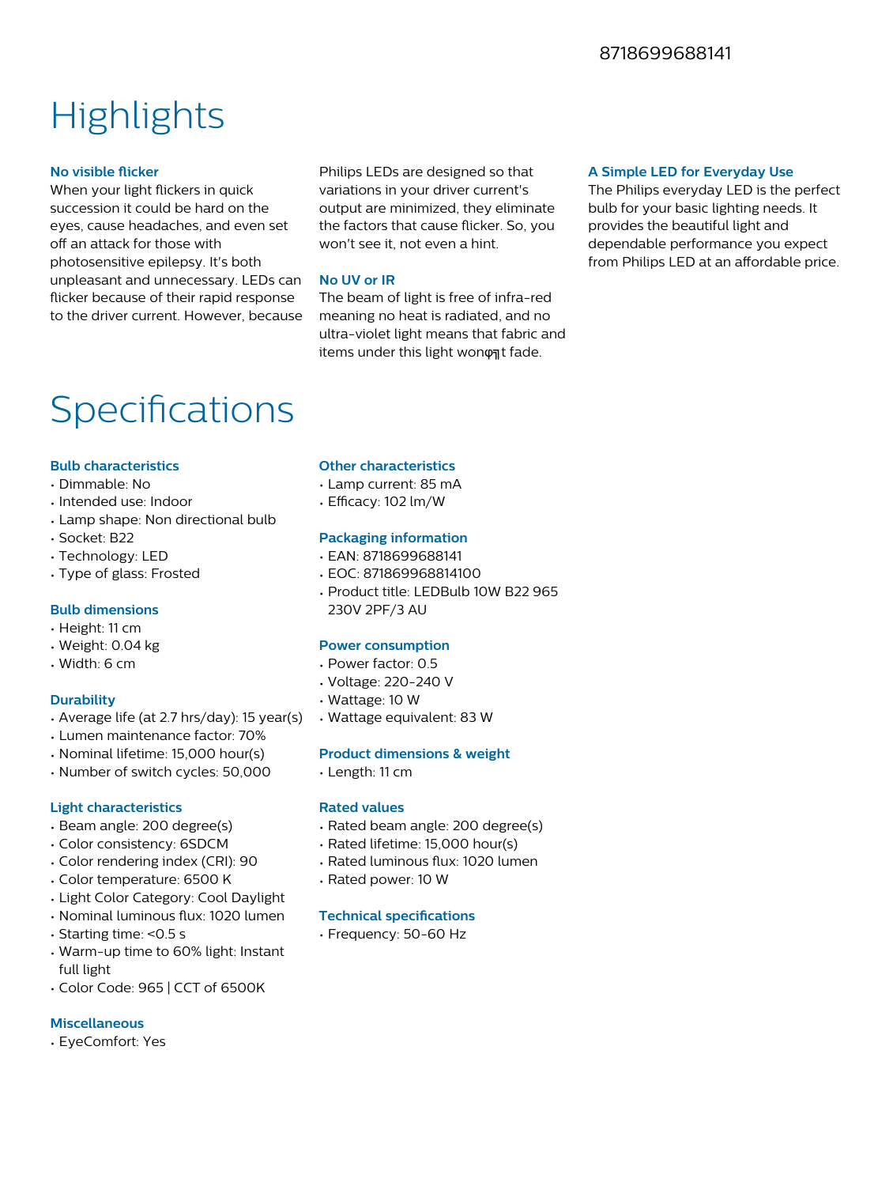# Highlights

### No visible flicker

When your light flickers in quick succession it could be hard on the eyes, cause headaches, and even set off an attack for those with photosensitive epilepsy. It's both unpleasant and unnecessary. LEDs can flicker because of their rapid response to the driver current. However, because Philips LEDs are designed so that variations in your driver current's output are minimized, they eliminate the factors that cause flicker. So, you won't see it, not even a hint.

### No UV or IR

The beam of light is free of infra-red meaning no heat is radiated, and no ultra-violet light means that fabric and items under this light wonφ╗t fade.

### A Simple LED for Everyday Use

The Philips everyday LED is the perfect bulb for your basic lighting needs. It provides the beautiful light and dependable performance you expect from Philips LED at an affordable price.

# Specifications

### Bulb characteristics

- Dimmable: No
- Intended use: Indoor
- Lamp shape: Non directional bulb
- Socket: B22
- Technology: LED
- Type of glass: Frosted

### Bulb dimensions

- Height: 11 cm
- Weight: 0.04 kg
- Width: 6 cm

### Durability

- Average life (at 2.7 hrs/day): 15 year(s)
- Lumen maintenance factor: 70%
- Nominal lifetime: 15,000 hour(s)
- Number of switch cycles: 50,000

### Light characteristics

- Beam angle: 200 degree(s)
- Color consistency: 6SDCM
- Color rendering index (CRI): 90
- Color temperature: 6500 K
- Light Color Category: Cool Daylight
- Nominal luminous flux: 1020 lumen
- Starting time: <0.5 s
- Warm-up time to 60% light: Instant full light
- Color Code: 965 | CCT of 6500K

### Miscellaneous

- EyeComfort: Yes

### Other characteristics

- Lamp current: 85 mA
- Efficacy: 102 lm/W

### Packaging information

- EAN: 8718699688141
- EOC: 871869968814100
- Product title: LEDBulb 10W B22 965 230V 2PF/3 AU

### Power consumption

- Power factor: 0.5
- Voltage: 220-240 V
- Wattage: 10 W
- Wattage equivalent: 83 W

### Product dimensions & weight

- Length: 11 cm

### Rated values

- Rated beam angle: 200 degree(s)
- Rated lifetime: 15,000 hour(s)
- Rated luminous flux: 1020 lumen
- Rated power: 10 W

### Technical specifications

- Frequency: 50-60 Hz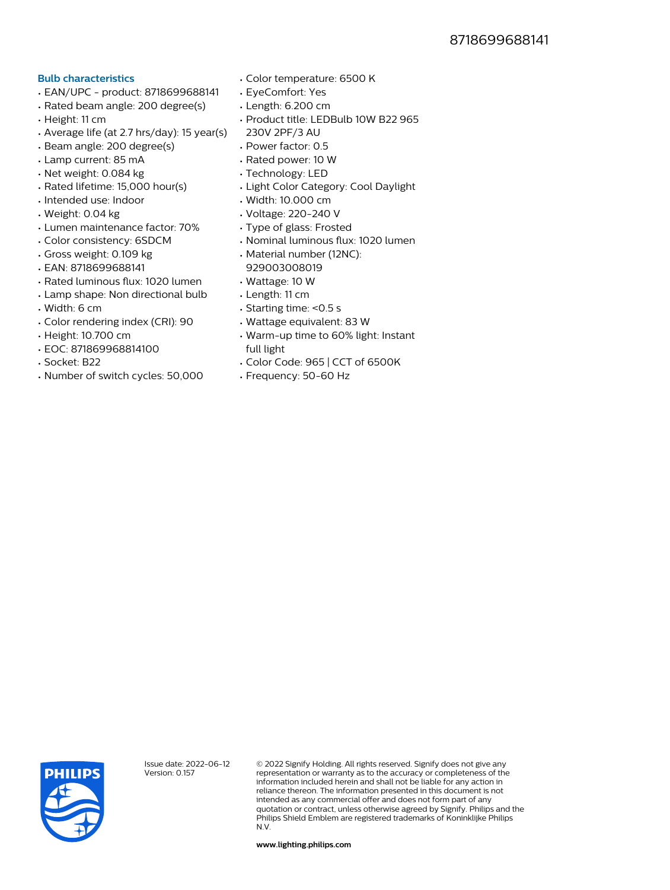### Bulb characteristics

- EAN/UPC - product: 8718699688141
- Rated beam angle: 200 degree(s)
- Height: 11 cm
- Average life (at 2.7 hrs/day): 15 year(s)
- Beam angle: 200 degree(s)
- Lamp current: 85 mA
- Net weight: 0.084 kg
- Rated lifetime: 15,000 hour(s)
- Intended use: Indoor
- Weight: 0.04 kg
- Lumen maintenance factor: 70%
- Color consistency: 6SDCM
- Gross weight: 0.109 kg
- EAN: 8718699688141
- Rated luminous flux: 1020 lumen
- Lamp shape: Non directional bulb
- Width: 6 cm
- Color rendering index (CRI): 90
- Height: 10.700 cm
- EOC: 871869968814100
- Socket: B22
- Number of switch cycles: 50,000
- Color temperature: 6500 K
- EyeComfort: Yes
- Length: 6.200 cm
- Product title: LEDBulb 10W B22 965 230V 2PF/3 AU
- Power factor: 0.5
- Rated power: 10 W
- Technology: LED
- Light Color Category: Cool Daylight
- Width: 10.000 cm
- Voltage: 220-240 V
- Type of glass: Frosted
- Nominal luminous flux: 1020 lumen
- Material number (12NC): 929003008019
- Wattage: 10 W
- Length: 11 cm
- Starting time: <0.5 s
- Wattage equivalent: 83 W
- Warm-up time to 60% light: Instant full light
- Color Code: 965 | CCT of 6500K
- Frequency: 50-60 Hz

Issue date: 2022-06-12
Version: 0.157

© 2022 Signify Holding. All rights reserved. Signify does not give any representation or warranty as to the accuracy or completeness of the information included herein and shall not be liable for any action in reliance thereon. The information presented in this document is not intended as any commercial offer and does not form part of any quotation or contract, unless otherwise agreed by Signify. Philips and the Philips Shield Emblem are registered trademarks of Koninklijke Philips N.V.

**www.lighting.philips.com**